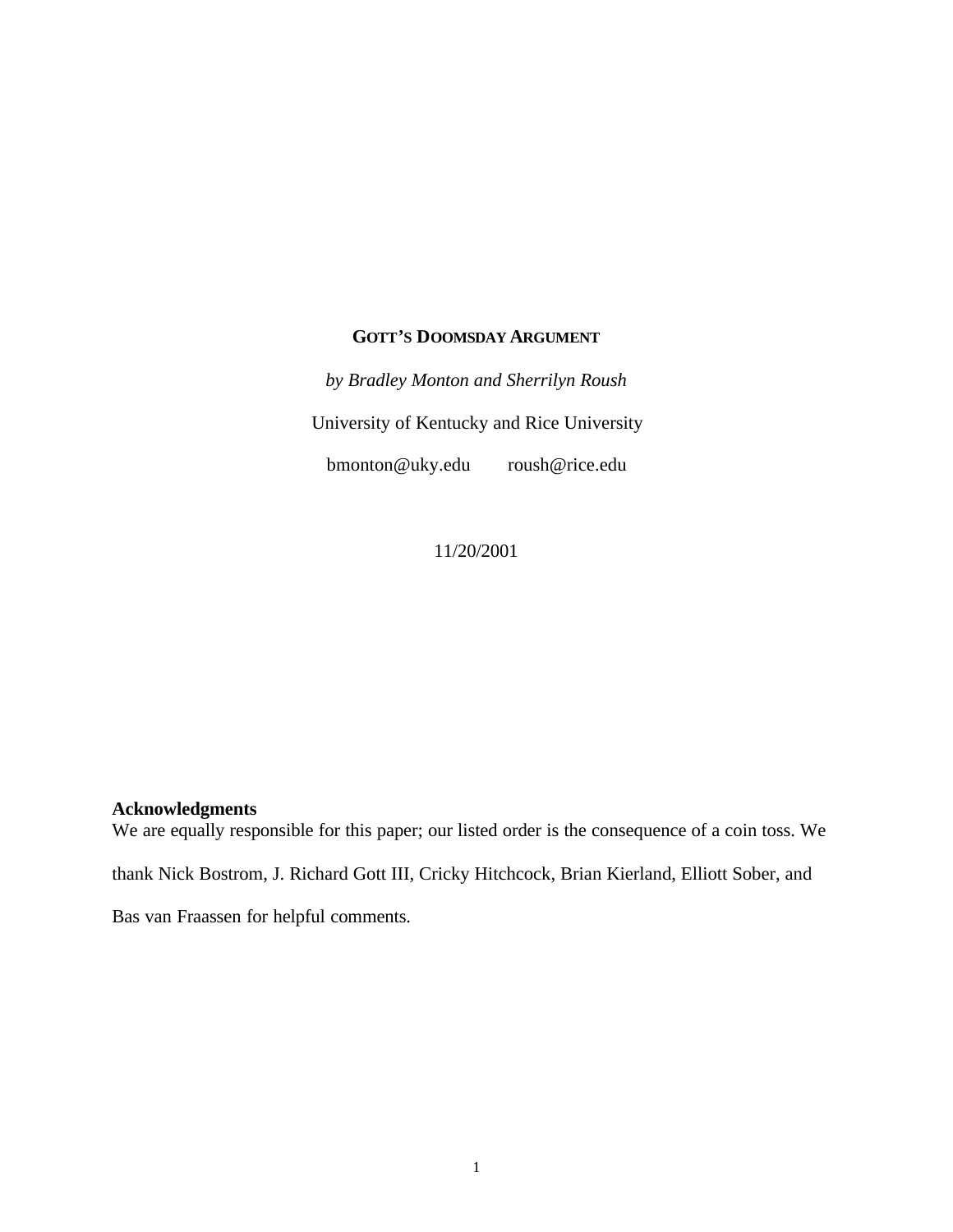# GOTT'S DOOMSDAY ARGUMENT

*by Bradley Monton and Sherrilyn Roush*

University of Kentucky and Rice University

bmonton@uky.edu roush@rice.edu

11/20/2001

**Acknowledgments**

We are equally responsible for this paper; our listed order is the consequence of a coin toss. We thank Nick Bostrom, J. Richard Gott III, Cricky Hitchcock, Brian Kierland, Elliott Sober, and Bas van Fraassen for helpful comments.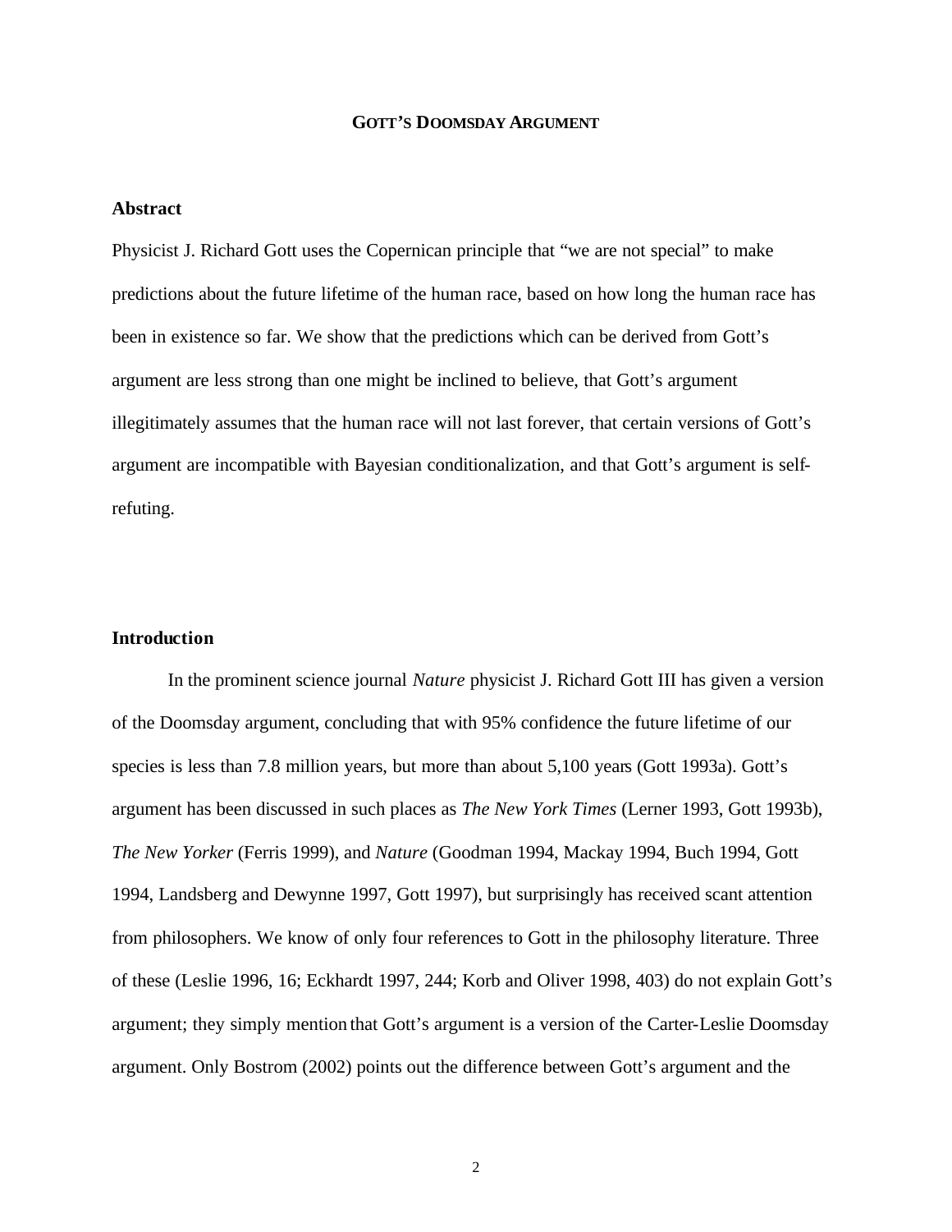# GOTT'S DOOMSDAY ARGUMENT

## Abstract

Physicist J. Richard Gott uses the Copernican principle that "we are not special" to make predictions about the future lifetime of the human race, based on how long the human race has been in existence so far. We show that the predictions which can be derived from Gott's argument are less strong than one might be inclined to believe, that Gott's argument illegitimately assumes that the human race will not last forever, that certain versions of Gott's argument are incompatible with Bayesian conditionalization, and that Gott's argument is self-refuting.

## Introduction

In the prominent science journal *Nature* physicist J. Richard Gott III has given a version of the Doomsday argument, concluding that with 95% confidence the future lifetime of our species is less than 7.8 million years, but more than about 5,100 years (Gott 1993a). Gott's argument has been discussed in such places as *The New York Times* (Lerner 1993, Gott 1993b), *The New Yorker* (Ferris 1999), and *Nature* (Goodman 1994, Mackay 1994, Buch 1994, Gott 1994, Landsberg and Dewynne 1997, Gott 1997), but surprisingly has received scant attention from philosophers. We know of only four references to Gott in the philosophy literature. Three of these (Leslie 1996, 16; Eckhardt 1997, 244; Korb and Oliver 1998, 403) do not explain Gott's argument; they simply mention that Gott's argument is a version of the Carter-Leslie Doomsday argument. Only Bostrom (2002) points out the difference between Gott's argument and the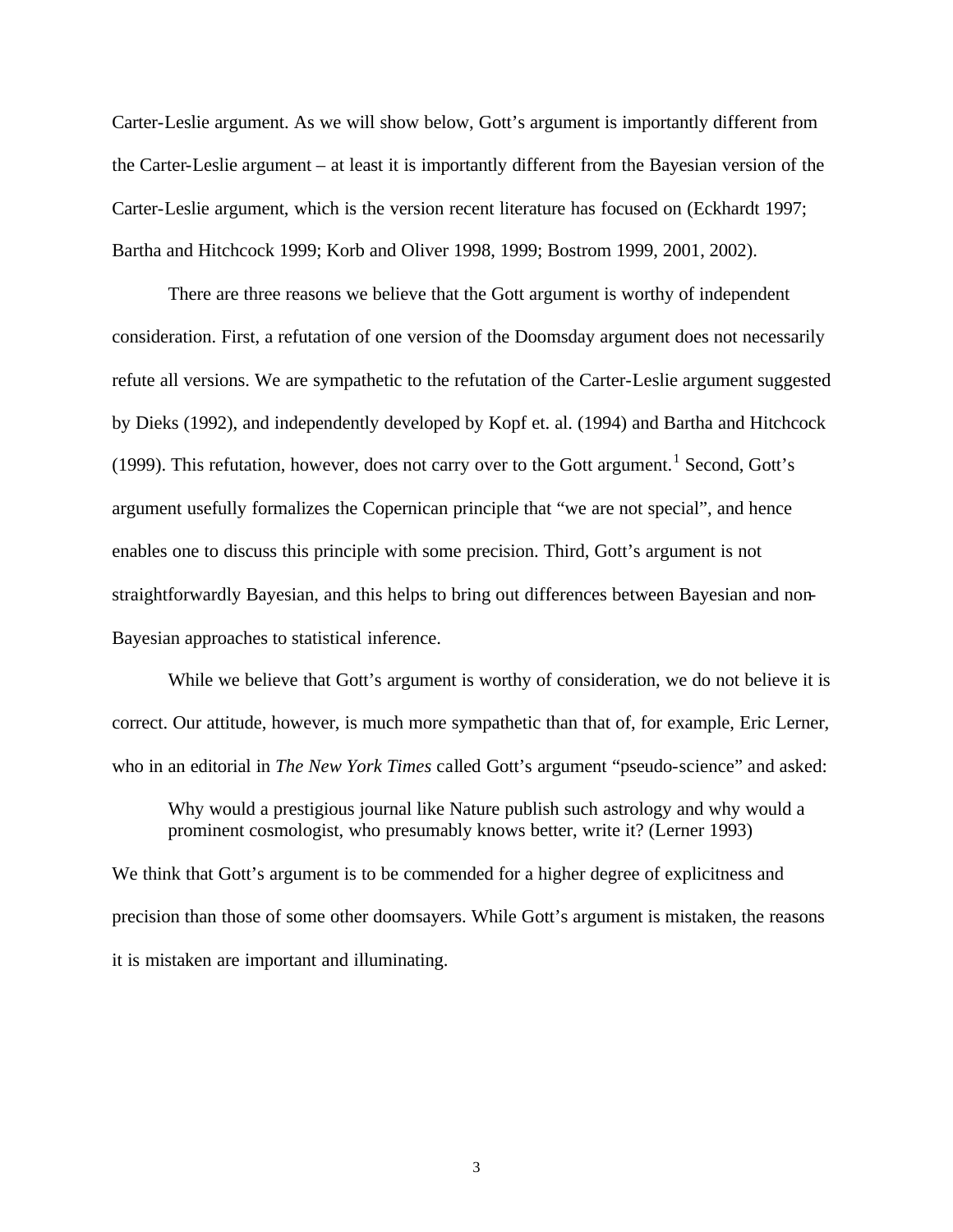Carter-Leslie argument. As we will show below, Gott's argument is importantly different from the Carter-Leslie argument – at least it is importantly different from the Bayesian version of the Carter-Leslie argument, which is the version recent literature has focused on (Eckhardt 1997; Bartha and Hitchcock 1999; Korb and Oliver 1998, 1999; Bostrom 1999, 2001, 2002).

There are three reasons we believe that the Gott argument is worthy of independent consideration. First, a refutation of one version of the Doomsday argument does not necessarily refute all versions. We are sympathetic to the refutation of the Carter-Leslie argument suggested by Dieks (1992), and independently developed by Kopf et. al. (1994) and Bartha and Hitchcock (1999). This refutation, however, does not carry over to the Gott argument.[1] Second, Gott's argument usefully formalizes the Copernican principle that "we are not special", and hence enables one to discuss this principle with some precision. Third, Gott's argument is not straightforwardly Bayesian, and this helps to bring out differences between Bayesian and non-Bayesian approaches to statistical inference.

While we believe that Gott's argument is worthy of consideration, we do not believe it is correct. Our attitude, however, is much more sympathetic than that of, for example, Eric Lerner, who in an editorial in *The New York Times* called Gott's argument "pseudo-science" and asked:

> Why would a prestigious journal like Nature publish such astrology and why would a prominent cosmologist, who presumably knows better, write it? (Lerner 1993)

We think that Gott's argument is to be commended for a higher degree of explicitness and precision than those of some other doomsayers. While Gott's argument is mistaken, the reasons it is mistaken are important and illuminating.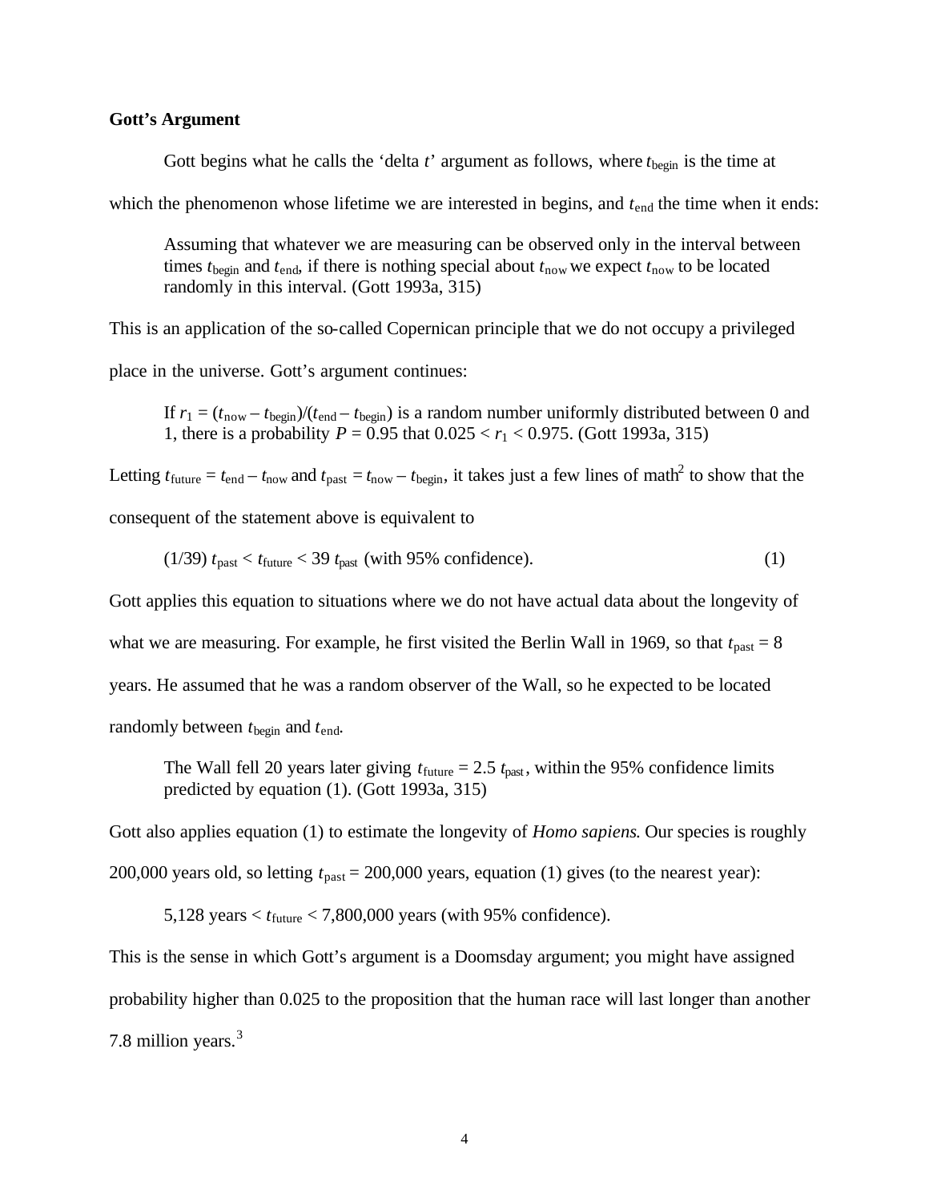**Gott's Argument**

Gott begins what he calls the 'delta *t*' argument as follows, where $t_{begin}$ is the time at which the phenomenon whose lifetime we are interested in begins, and $t_{end}$ the time when it ends:

> Assuming that whatever we are measuring can be observed only in the interval between times $t_{begin}$ and $t_{end}$, if there is nothing special about $t_{now}$ we expect $t_{now}$ to be located randomly in this interval. (Gott 1993a, 315)

This is an application of the so-called Copernican principle that we do not occupy a privileged place in the universe. Gott's argument continues:

> If $r_1 = (t_{now} - t_{begin})/(t_{end} - t_{begin})$ is a random number uniformly distributed between 0 and 1, there is a probability $P = 0.95$ that $0.025 < r_1 < 0.975$. (Gott 1993a, 315)

Letting $t_{future} = t_{end} - t_{now}$ and $t_{past} = t_{now} - t_{begin}$, it takes just a few lines of math[2] to show that the consequent of the statement above is equivalent to

$$(1/39)\ t_{past} < t_{future} < 39\ t_{past} \text{ (with 95\% confidence).} \tag{1}$$

Gott applies this equation to situations where we do not have actual data about the longevity of what we are measuring. For example, he first visited the Berlin Wall in 1969, so that $t_{past} = 8$ years. He assumed that he was a random observer of the Wall, so he expected to be located randomly between $t_{begin}$ and $t_{end}$.

> The Wall fell 20 years later giving $t_{future} = 2.5\ t_{past}$, within the 95% confidence limits predicted by equation (1). (Gott 1993a, 315)

Gott also applies equation (1) to estimate the longevity of *Homo sapiens*. Our species is roughly 200,000 years old, so letting $t_{past} = 200{,}000$ years, equation (1) gives (to the nearest year):

$$5{,}128 \text{ years} < t_{future} < 7{,}800{,}000 \text{ years (with 95\% confidence).}$$

This is the sense in which Gott's argument is a Doomsday argument; you might have assigned probability higher than 0.025 to the proposition that the human race will last longer than another 7.8 million years.[3]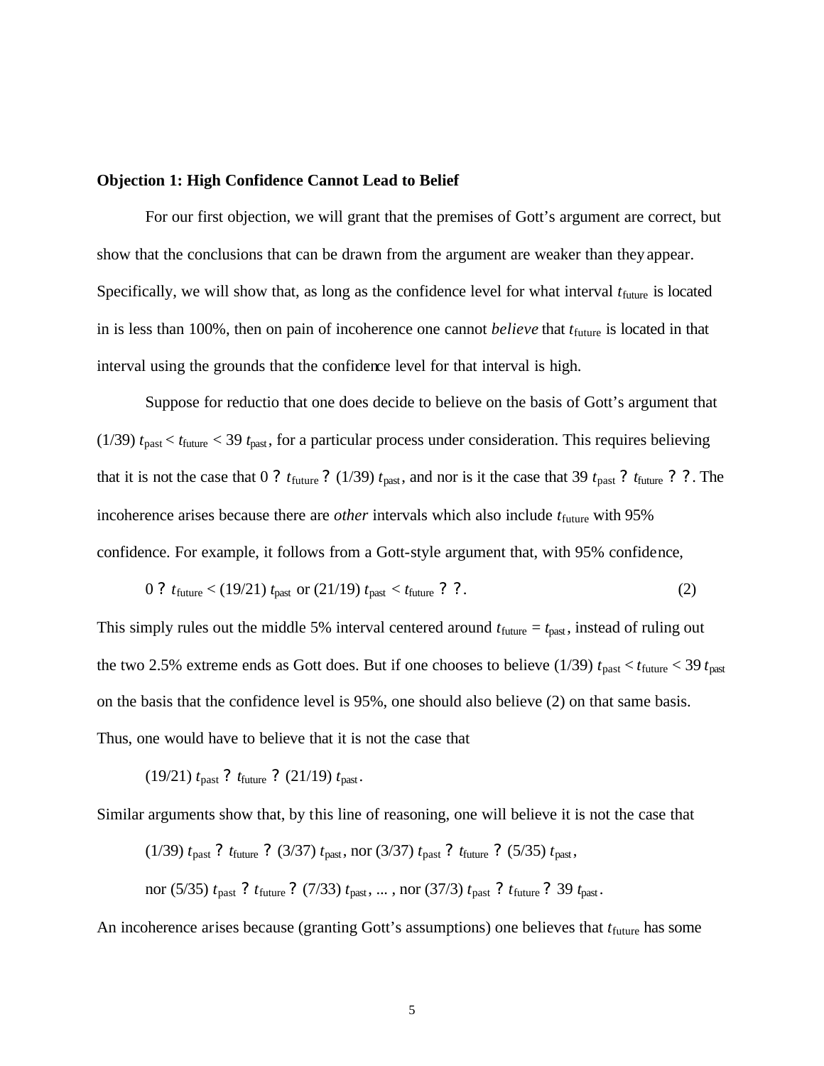**Objection 1: High Confidence Cannot Lead to Belief**

For our first objection, we will grant that the premises of Gott's argument are correct, but show that the conclusions that can be drawn from the argument are weaker than they appear. Specifically, we will show that, as long as the confidence level for what interval $t_{\text{future}}$ is located in is less than 100%, then on pain of incoherence one cannot *believe* that $t_{\text{future}}$ is located in that interval using the grounds that the confidence level for that interval is high.

Suppose for reductio that one does decide to believe on the basis of Gott's argument that $(1/39)\, t_{\text{past}} < t_{\text{future}} < 39\, t_{\text{past}}$, for a particular process under consideration. This requires believing that it is not the case that $0 \leq t_{\text{future}} \leq (1/39)\, t_{\text{past}}$, and nor is it the case that $39\, t_{\text{past}} \leq t_{\text{future}} \leq \infty$. The incoherence arises because there are *other* intervals which also include $t_{\text{future}}$ with 95% confidence. For example, it follows from a Gott-style argument that, with 95% confidence,

$$0 \leq t_{\text{future}} < (19/21)\, t_{\text{past}} \text{ or } (21/19)\, t_{\text{past}} < t_{\text{future}} \leq \infty. \tag{2}$$

This simply rules out the middle 5% interval centered around $t_{\text{future}} = t_{\text{past}}$, instead of ruling out the two 2.5% extreme ends as Gott does. But if one chooses to believe $(1/39)\, t_{\text{past}} < t_{\text{future}} < 39\, t_{\text{past}}$ on the basis that the confidence level is 95%, one should also believe (2) on that same basis. Thus, one would have to believe that it is not the case that

$$(19/21)\, t_{\text{past}} \leq t_{\text{future}} \leq (21/19)\, t_{\text{past}}.$$

Similar arguments show that, by this line of reasoning, one will believe it is not the case that

$(1/39)\, t_{\text{past}} \leq t_{\text{future}} \leq (3/37)\, t_{\text{past}}$, nor $(3/37)\, t_{\text{past}} \leq t_{\text{future}} \leq (5/35)\, t_{\text{past}}$,

nor $(5/35)\, t_{\text{past}} \leq t_{\text{future}} \leq (7/33)\, t_{\text{past}}$, ... , nor $(37/3)\, t_{\text{past}} \leq t_{\text{future}} \leq 39\, t_{\text{past}}$.

An incoherence arises because (granting Gott's assumptions) one believes that $t_{\text{future}}$ has some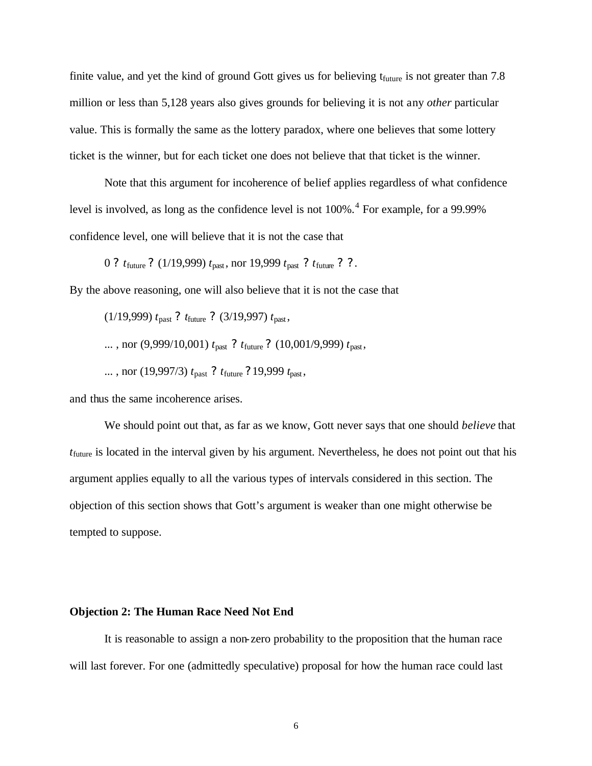finite value, and yet the kind of ground Gott gives us for believing $t_{future}$ is not greater than 7.8 million or less than 5,128 years also gives grounds for believing it is not any *other* particular value. This is formally the same as the lottery paradox, where one believes that some lottery ticket is the winner, but for each ticket one does not believe that that ticket is the winner.

Note that this argument for incoherence of belief applies regardless of what confidence level is involved, as long as the confidence level is not 100%.[4] For example, for a 99.99% confidence level, one will believe that it is not the case that

$$0 \leq t_{future} \leq (1/19{,}999)\, t_{past}, \text{ nor } 19{,}999\, t_{past} \leq t_{future} \leq \infty.$$

By the above reasoning, one will also believe that it is not the case that

$$(1/19{,}999)\, t_{past} \leq t_{future} \leq (3/19{,}997)\, t_{past},$$

$$\ldots, \text{ nor } (9{,}999/10{,}001)\, t_{past} \leq t_{future} \leq (10{,}001/9{,}999)\, t_{past},$$

$$\ldots, \text{ nor } (19{,}997/3)\, t_{past} \leq t_{future} \leq 19{,}999\, t_{past},$$

and thus the same incoherence arises.

We should point out that, as far as we know, Gott never says that one should *believe* that $t_{future}$ is located in the interval given by his argument. Nevertheless, he does not point out that his argument applies equally to all the various types of intervals considered in this section. The objection of this section shows that Gott's argument is weaker than one might otherwise be tempted to suppose.

### Objection 2: The Human Race Need Not End

It is reasonable to assign a non-zero probability to the proposition that the human race will last forever. For one (admittedly speculative) proposal for how the human race could last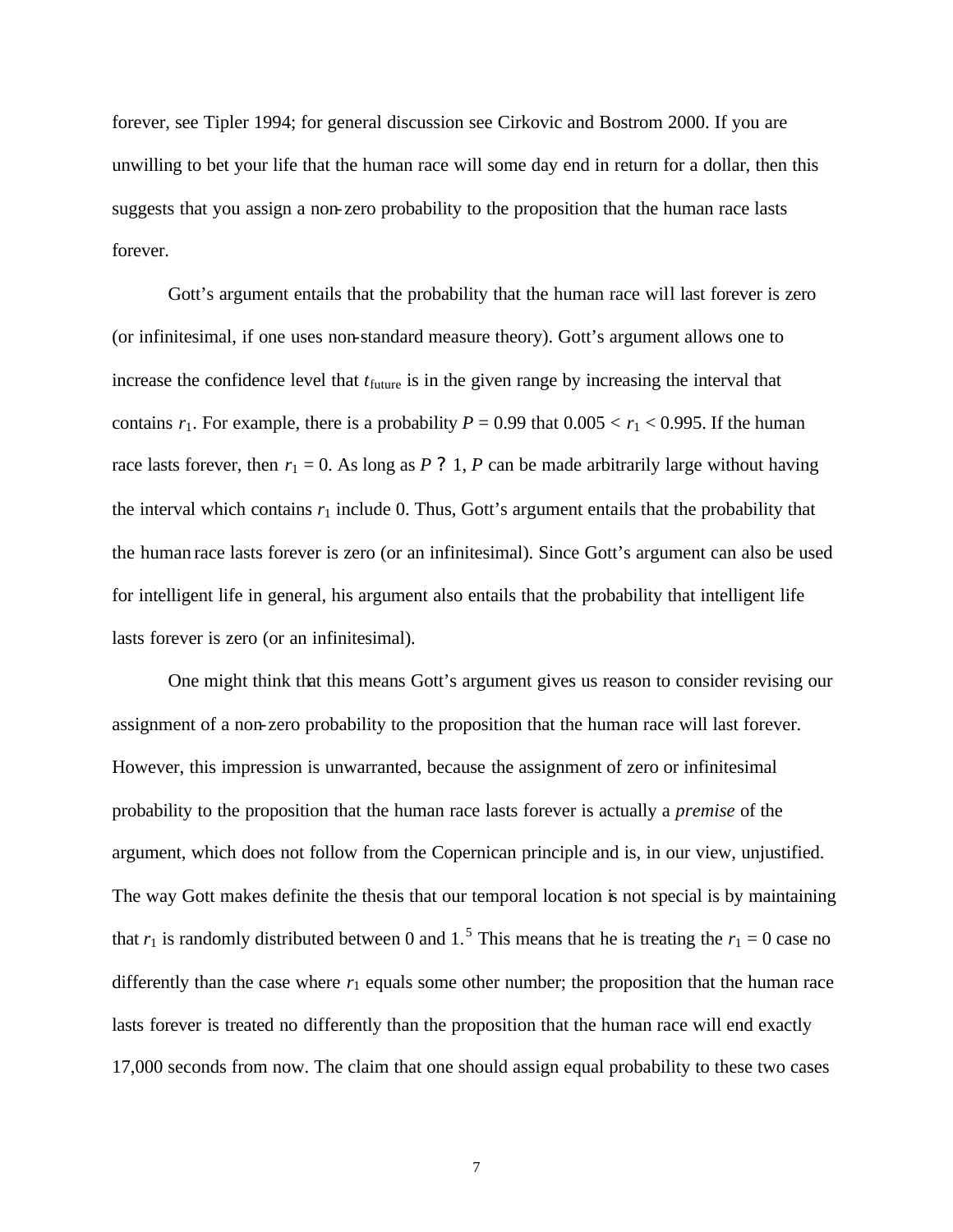forever, see Tipler 1994; for general discussion see Cirkovic and Bostrom 2000. If you are unwilling to bet your life that the human race will some day end in return for a dollar, then this suggests that you assign a non-zero probability to the proposition that the human race lasts forever.

Gott's argument entails that the probability that the human race will last forever is zero (or infinitesimal, if one uses non-standard measure theory). Gott's argument allows one to increase the confidence level that $t_{\text{future}}$ is in the given range by increasing the interval that contains $r_1$. For example, there is a probability $P = 0.99$ that $0.005 < r_1 < 0.995$. If the human race lasts forever, then $r_1 = 0$. As long as $P ? 1$, $P$ can be made arbitrarily large without having the interval which contains $r_1$ include 0. Thus, Gott's argument entails that the probability that the human race lasts forever is zero (or an infinitesimal). Since Gott's argument can also be used for intelligent life in general, his argument also entails that the probability that intelligent life lasts forever is zero (or an infinitesimal).

One might think that this means Gott's argument gives us reason to consider revising our assignment of a non-zero probability to the proposition that the human race will last forever. However, this impression is unwarranted, because the assignment of zero or infinitesimal probability to the proposition that the human race lasts forever is actually a *premise* of the argument, which does not follow from the Copernican principle and is, in our view, unjustified. The way Gott makes definite the thesis that our temporal location is not special is by maintaining that $r_1$ is randomly distributed between 0 and 1.[5] This means that he is treating the $r_1 = 0$ case no differently than the case where $r_1$ equals some other number; the proposition that the human race lasts forever is treated no differently than the proposition that the human race will end exactly 17,000 seconds from now. The claim that one should assign equal probability to these two cases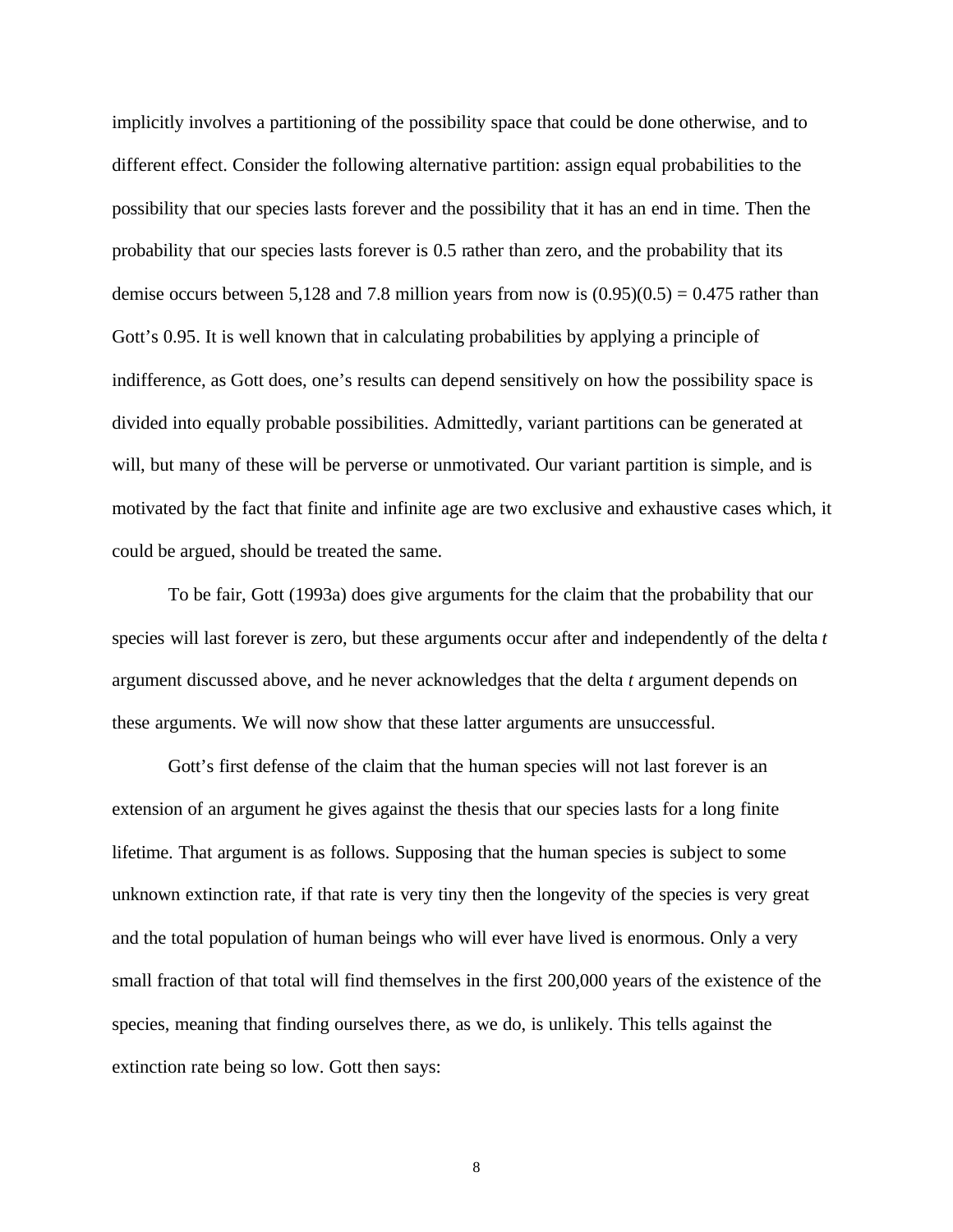implicitly involves a partitioning of the possibility space that could be done otherwise, and to different effect. Consider the following alternative partition: assign equal probabilities to the possibility that our species lasts forever and the possibility that it has an end in time. Then the probability that our species lasts forever is 0.5 rather than zero, and the probability that its demise occurs between 5,128 and 7.8 million years from now is $(0.95)(0.5) = 0.475$ rather than Gott's 0.95. It is well known that in calculating probabilities by applying a principle of indifference, as Gott does, one's results can depend sensitively on how the possibility space is divided into equally probable possibilities. Admittedly, variant partitions can be generated at will, but many of these will be perverse or unmotivated. Our variant partition is simple, and is motivated by the fact that finite and infinite age are two exclusive and exhaustive cases which, it could be argued, should be treated the same.

To be fair, Gott (1993a) does give arguments for the claim that the probability that our species will last forever is zero, but these arguments occur after and independently of the delta *t* argument discussed above, and he never acknowledges that the delta *t* argument depends on these arguments. We will now show that these latter arguments are unsuccessful.

Gott's first defense of the claim that the human species will not last forever is an extension of an argument he gives against the thesis that our species lasts for a long finite lifetime. That argument is as follows. Supposing that the human species is subject to some unknown extinction rate, if that rate is very tiny then the longevity of the species is very great and the total population of human beings who will ever have lived is enormous. Only a very small fraction of that total will find themselves in the first 200,000 years of the existence of the species, meaning that finding ourselves there, as we do, is unlikely. This tells against the extinction rate being so low. Gott then says: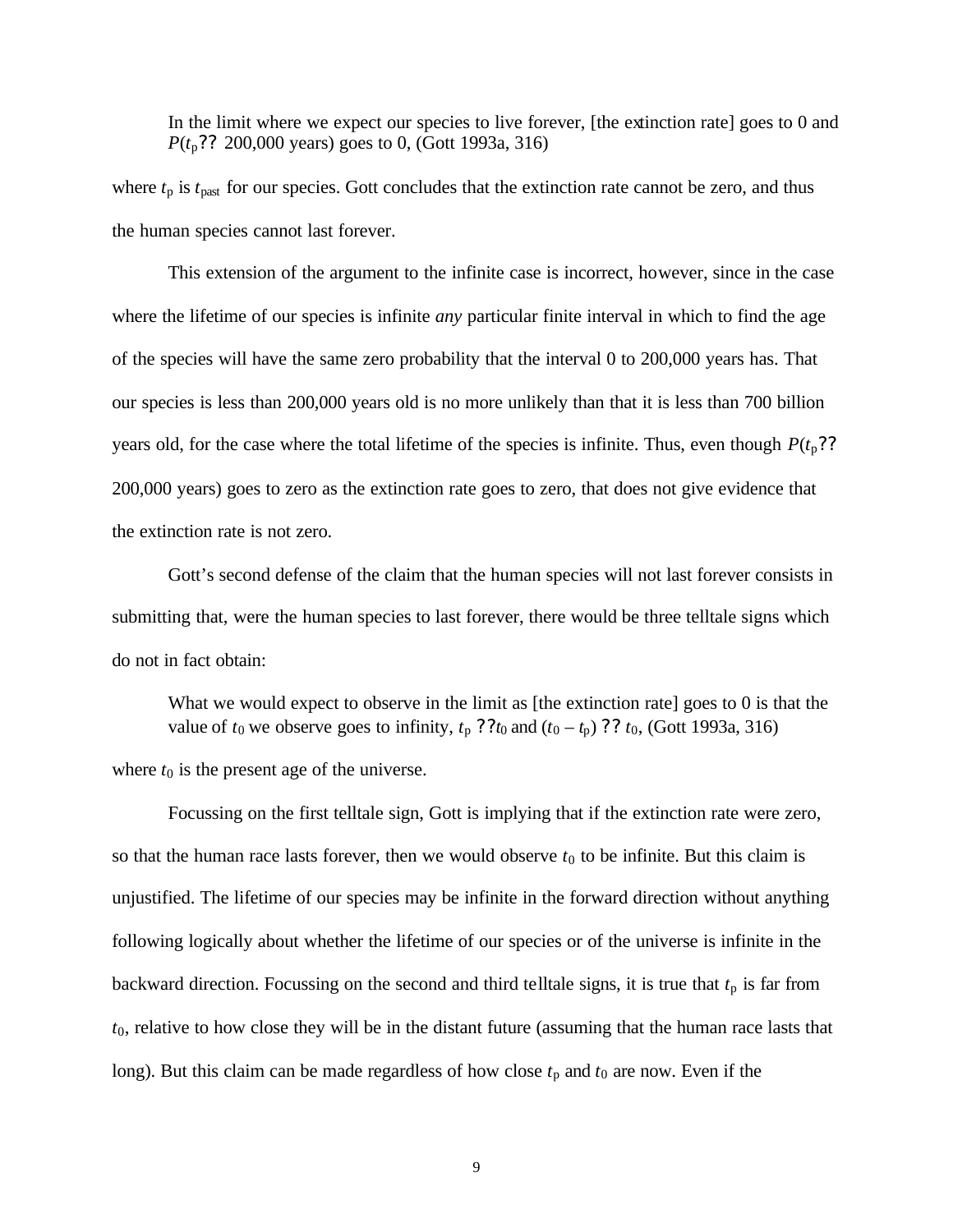> In the limit where we expect our species to live forever, [the extinction rate] goes to 0 and $P(t_p$ ?? 200,000 years) goes to 0, (Gott 1993a, 316)

where $t_p$ is $t_{past}$ for our species. Gott concludes that the extinction rate cannot be zero, and thus the human species cannot last forever.

This extension of the argument to the infinite case is incorrect, however, since in the case where the lifetime of our species is infinite *any* particular finite interval in which to find the age of the species will have the same zero probability that the interval 0 to 200,000 years has. That our species is less than 200,000 years old is no more unlikely than that it is less than 700 billion years old, for the case where the total lifetime of the species is infinite. Thus, even though $P(t_p$ ?? 200,000 years) goes to zero as the extinction rate goes to zero, that does not give evidence that the extinction rate is not zero.

Gott's second defense of the claim that the human species will not last forever consists in submitting that, were the human species to last forever, there would be three telltale signs which do not in fact obtain:

> What we would expect to observe in the limit as [the extinction rate] goes to 0 is that the value of $t_0$ we observe goes to infinity, $t_p$ ??$t_0$ and $(t_0 - t_p)$ ?? $t_0$, (Gott 1993a, 316)

where $t_0$ is the present age of the universe.

Focussing on the first telltale sign, Gott is implying that if the extinction rate were zero, so that the human race lasts forever, then we would observe $t_0$ to be infinite. But this claim is unjustified. The lifetime of our species may be infinite in the forward direction without anything following logically about whether the lifetime of our species or of the universe is infinite in the backward direction. Focussing on the second and third telltale signs, it is true that $t_p$ is far from $t_0$, relative to how close they will be in the distant future (assuming that the human race lasts that long). But this claim can be made regardless of how close $t_p$ and $t_0$ are now. Even if the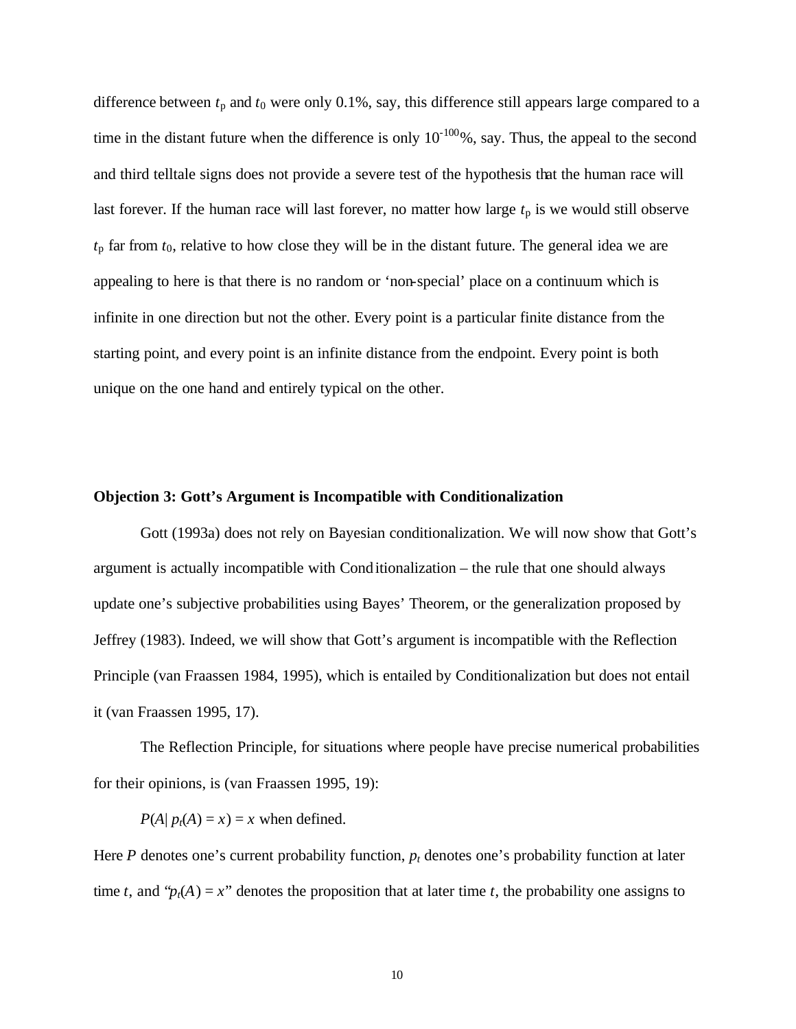difference between $t_p$ and $t_0$ were only 0.1%, say, this difference still appears large compared to a time in the distant future when the difference is only $10^{-100}$%, say. Thus, the appeal to the second and third telltale signs does not provide a severe test of the hypothesis that the human race will last forever. If the human race will last forever, no matter how large $t_p$ is we would still observe $t_p$ far from $t_0$, relative to how close they will be in the distant future. The general idea we are appealing to here is that there is no random or 'non-special' place on a continuum which is infinite in one direction but not the other. Every point is a particular finite distance from the starting point, and every point is an infinite distance from the endpoint. Every point is both unique on the one hand and entirely typical on the other.

**Objection 3: Gott's Argument is Incompatible with Conditionalization**

Gott (1993a) does not rely on Bayesian conditionalization. We will now show that Gott's argument is actually incompatible with Conditionalization – the rule that one should always update one's subjective probabilities using Bayes' Theorem, or the generalization proposed by Jeffrey (1983). Indeed, we will show that Gott's argument is incompatible with the Reflection Principle (van Fraassen 1984, 1995), which is entailed by Conditionalization but does not entail it (van Fraassen 1995, 17).

The Reflection Principle, for situations where people have precise numerical probabilities for their opinions, is (van Fraassen 1995, 19):

$P(A| p_t(A) = x) = x$ when defined.

Here $P$ denotes one's current probability function, $p_t$ denotes one's probability function at later time $t$, and "$p_t(A) = x$" denotes the proposition that at later time $t$, the probability one assigns to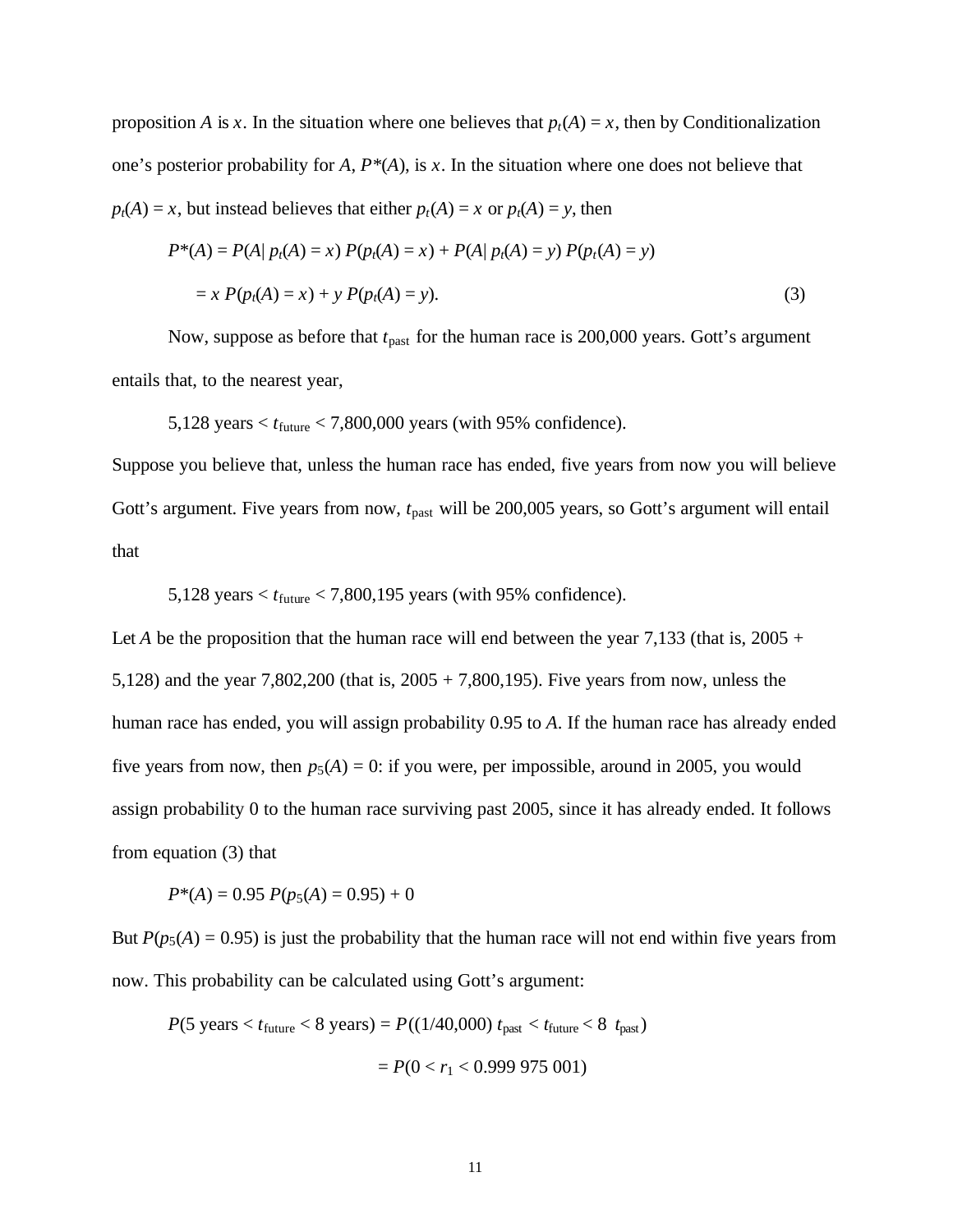proposition $A$ is $x$. In the situation where one believes that $p_t(A) = x$, then by Conditionalization one's posterior probability for $A$, $P^*(A)$, is $x$. In the situation where one does not believe that $p_t(A) = x$, but instead believes that either $p_t(A) = x$ or $p_t(A) = y$, then

$$P^*(A) = P(A|\, p_t(A) = x)\, P(p_t(A) = x) + P(A|\, p_t(A) = y)\, P(p_t(A) = y)$$

$$= x\, P(p_t(A) = x) + y\, P(p_t(A) = y). \tag{3}$$

Now, suppose as before that $t_{\text{past}}$ for the human race is 200,000 years. Gott's argument entails that, to the nearest year,

5,128 years $< t_{\text{future}} <$ 7,800,000 years (with 95% confidence).

Suppose you believe that, unless the human race has ended, five years from now you will believe Gott's argument. Five years from now, $t_{\text{past}}$ will be 200,005 years, so Gott's argument will entail that

5,128 years $< t_{\text{future}} <$ 7,800,195 years (with 95% confidence).

Let $A$ be the proposition that the human race will end between the year 7,133 (that is, 2005 + 5,128) and the year 7,802,200 (that is, 2005 + 7,800,195). Five years from now, unless the human race has ended, you will assign probability 0.95 to $A$. If the human race has already ended five years from now, then $p_5(A) = 0$: if you were, per impossible, around in 2005, you would assign probability 0 to the human race surviving past 2005, since it has already ended. It follows from equation (3) that

$$P^*(A) = 0.95\, P(p_5(A) = 0.95) + 0$$

But $P(p_5(A) = 0.95)$ is just the probability that the human race will not end within five years from now. This probability can be calculated using Gott's argument:

$$P(5 \text{ years} < t_{\text{future}} < 8 \text{ years}) = P((1/40{,}000)\, t_{\text{past}} < t_{\text{future}} < 8\, t_{\text{past}})$$

$$= P(0 < r_1 < 0.999\,975\,001)$$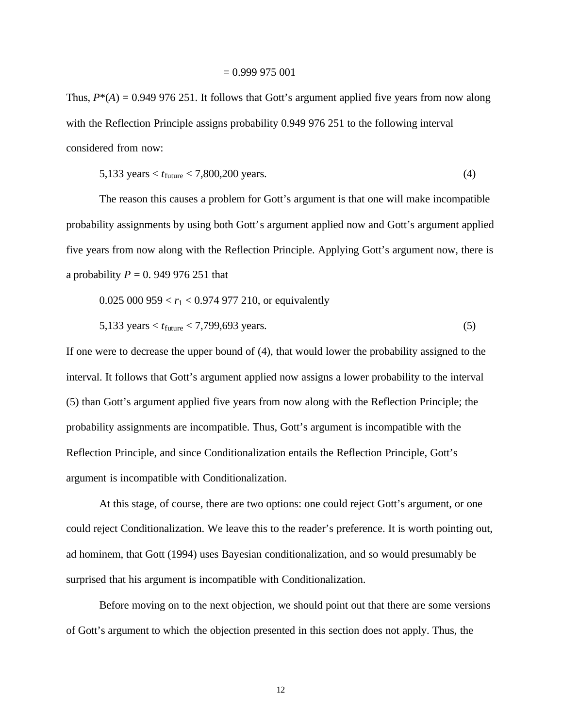$$= 0.999\ 975\ 001$$

Thus, $P^*(A) = 0.949\ 976\ 251$. It follows that Gott's argument applied five years from now along with the Reflection Principle assigns probability 0.949 976 251 to the following interval considered from now:

$$5{,}133 \text{ years} < t_{\text{future}} < 7{,}800{,}200 \text{ years.} \tag{4}$$

The reason this causes a problem for Gott's argument is that one will make incompatible probability assignments by using both Gott's argument applied now and Gott's argument applied five years from now along with the Reflection Principle. Applying Gott's argument now, there is a probability $P = 0.\ 949\ 976\ 251$ that

$0.025\ 000\ 959 < r_1 < 0.974\ 977\ 210$, or equivalently

$$5{,}133 \text{ years} < t_{\text{future}} < 7{,}799{,}693 \text{ years.} \tag{5}$$

If one were to decrease the upper bound of (4), that would lower the probability assigned to the interval. It follows that Gott's argument applied now assigns a lower probability to the interval (5) than Gott's argument applied five years from now along with the Reflection Principle; the probability assignments are incompatible. Thus, Gott's argument is incompatible with the Reflection Principle, and since Conditionalization entails the Reflection Principle, Gott's argument is incompatible with Conditionalization.

At this stage, of course, there are two options: one could reject Gott's argument, or one could reject Conditionalization. We leave this to the reader's preference. It is worth pointing out, ad hominem, that Gott (1994) uses Bayesian conditionalization, and so would presumably be surprised that his argument is incompatible with Conditionalization.

Before moving on to the next objection, we should point out that there are some versions of Gott's argument to which the objection presented in this section does not apply. Thus, the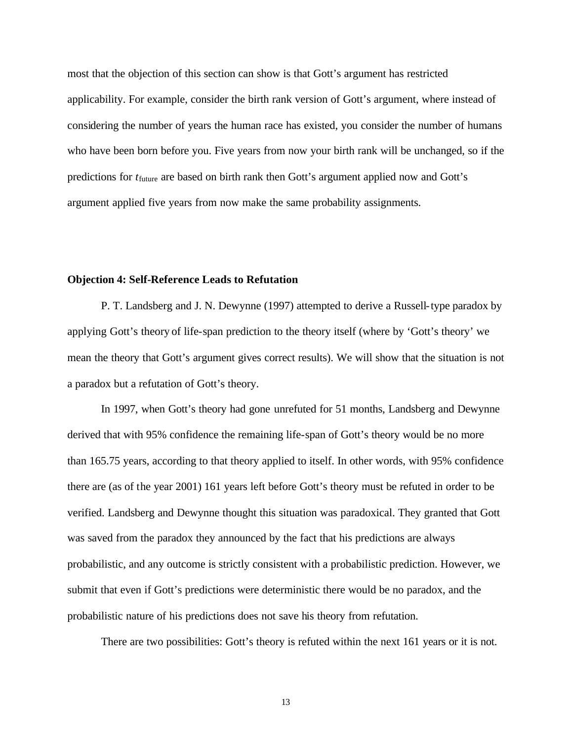most that the objection of this section can show is that Gott's argument has restricted applicability. For example, consider the birth rank version of Gott's argument, where instead of considering the number of years the human race has existed, you consider the number of humans who have been born before you. Five years from now your birth rank will be unchanged, so if the predictions for $t_{\text{future}}$ are based on birth rank then Gott's argument applied now and Gott's argument applied five years from now make the same probability assignments.

### Objection 4: Self-Reference Leads to Refutation

P. T. Landsberg and J. N. Dewynne (1997) attempted to derive a Russell-type paradox by applying Gott's theory of life-span prediction to the theory itself (where by 'Gott's theory' we mean the theory that Gott's argument gives correct results). We will show that the situation is not a paradox but a refutation of Gott's theory.

In 1997, when Gott's theory had gone unrefuted for 51 months, Landsberg and Dewynne derived that with 95% confidence the remaining life-span of Gott's theory would be no more than 165.75 years, according to that theory applied to itself. In other words, with 95% confidence there are (as of the year 2001) 161 years left before Gott's theory must be refuted in order to be verified. Landsberg and Dewynne thought this situation was paradoxical. They granted that Gott was saved from the paradox they announced by the fact that his predictions are always probabilistic, and any outcome is strictly consistent with a probabilistic prediction. However, we submit that even if Gott's predictions were deterministic there would be no paradox, and the probabilistic nature of his predictions does not save his theory from refutation.

There are two possibilities: Gott's theory is refuted within the next 161 years or it is not.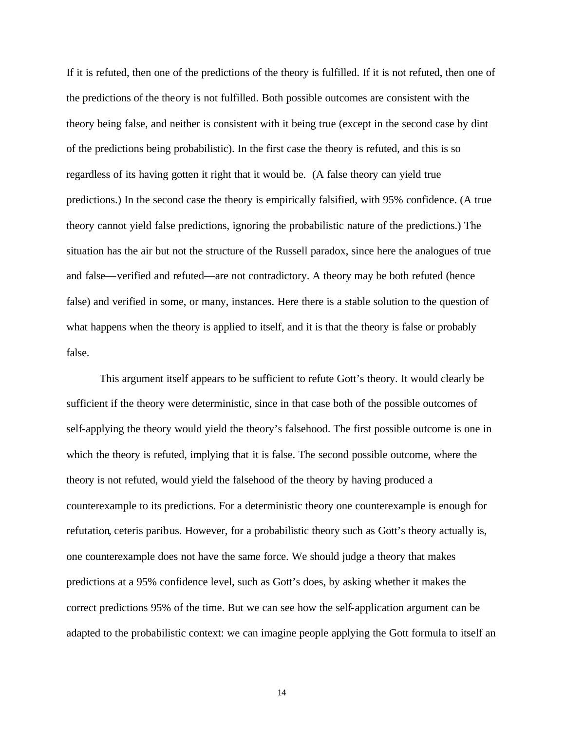If it is refuted, then one of the predictions of the theory is fulfilled. If it is not refuted, then one of the predictions of the theory is not fulfilled. Both possible outcomes are consistent with the theory being false, and neither is consistent with it being true (except in the second case by dint of the predictions being probabilistic). In the first case the theory is refuted, and this is so regardless of its having gotten it right that it would be. (A false theory can yield true predictions.) In the second case the theory is empirically falsified, with 95% confidence. (A true theory cannot yield false predictions, ignoring the probabilistic nature of the predictions.) The situation has the air but not the structure of the Russell paradox, since here the analogues of true and false—verified and refuted—are not contradictory. A theory may be both refuted (hence false) and verified in some, or many, instances. Here there is a stable solution to the question of what happens when the theory is applied to itself, and it is that the theory is false or probably false.

This argument itself appears to be sufficient to refute Gott's theory. It would clearly be sufficient if the theory were deterministic, since in that case both of the possible outcomes of self-applying the theory would yield the theory's falsehood. The first possible outcome is one in which the theory is refuted, implying that it is false. The second possible outcome, where the theory is not refuted, would yield the falsehood of the theory by having produced a counterexample to its predictions. For a deterministic theory one counterexample is enough for refutation, ceteris paribus. However, for a probabilistic theory such as Gott's theory actually is, one counterexample does not have the same force. We should judge a theory that makes predictions at a 95% confidence level, such as Gott's does, by asking whether it makes the correct predictions 95% of the time. But we can see how the self-application argument can be adapted to the probabilistic context: we can imagine people applying the Gott formula to itself an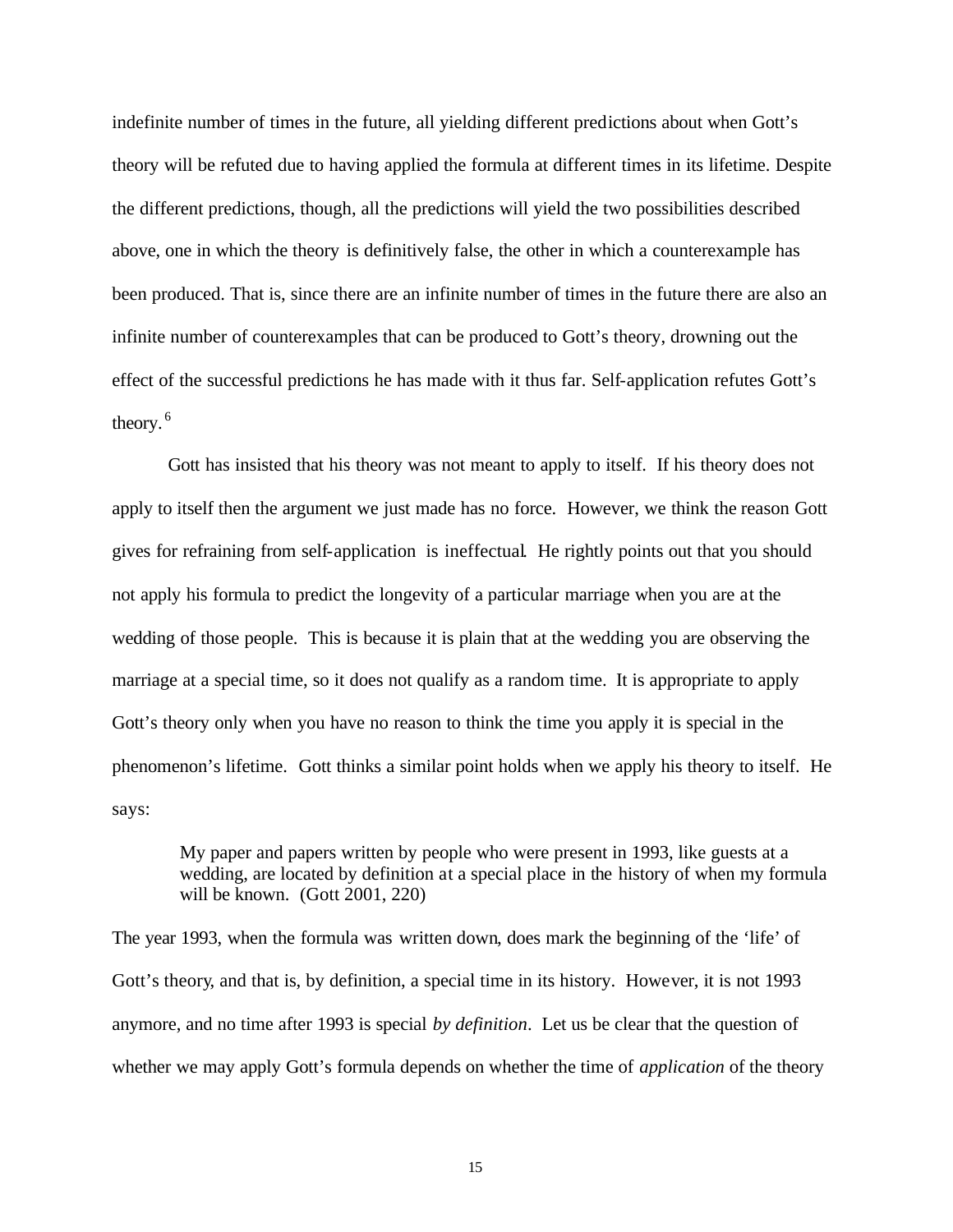indefinite number of times in the future, all yielding different predictions about when Gott's theory will be refuted due to having applied the formula at different times in its lifetime. Despite the different predictions, though, all the predictions will yield the two possibilities described above, one in which the theory is definitively false, the other in which a counterexample has been produced. That is, since there are an infinite number of times in the future there are also an infinite number of counterexamples that can be produced to Gott's theory, drowning out the effect of the successful predictions he has made with it thus far. Self-application refutes Gott's theory.[6]

Gott has insisted that his theory was not meant to apply to itself. If his theory does not apply to itself then the argument we just made has no force. However, we think the reason Gott gives for refraining from self-application is ineffectual. He rightly points out that you should not apply his formula to predict the longevity of a particular marriage when you are at the wedding of those people. This is because it is plain that at the wedding you are observing the marriage at a special time, so it does not qualify as a random time. It is appropriate to apply Gott's theory only when you have no reason to think the time you apply it is special in the phenomenon's lifetime. Gott thinks a similar point holds when we apply his theory to itself. He says:

> My paper and papers written by people who were present in 1993, like guests at a wedding, are located by definition at a special place in the history of when my formula will be known. (Gott 2001, 220)

The year 1993, when the formula was written down, does mark the beginning of the 'life' of Gott's theory, and that is, by definition, a special time in its history. However, it is not 1993 anymore, and no time after 1993 is special *by definition*. Let us be clear that the question of whether we may apply Gott's formula depends on whether the time of *application* of the theory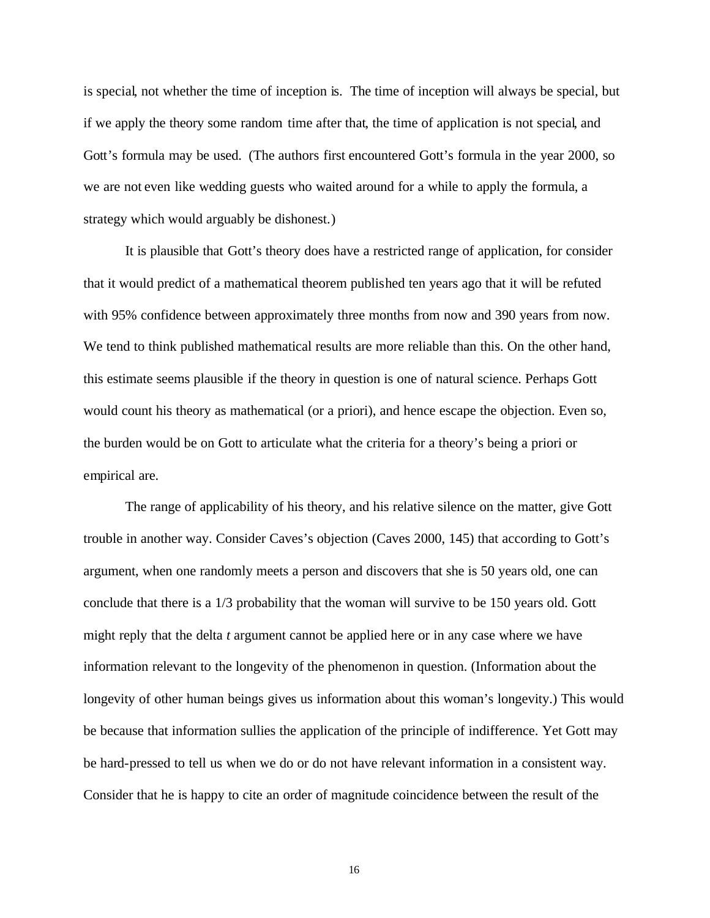is special, not whether the time of inception is. The time of inception will always be special, but if we apply the theory some random time after that, the time of application is not special, and Gott's formula may be used. (The authors first encountered Gott's formula in the year 2000, so we are not even like wedding guests who waited around for a while to apply the formula, a strategy which would arguably be dishonest.)

It is plausible that Gott's theory does have a restricted range of application, for consider that it would predict of a mathematical theorem published ten years ago that it will be refuted with 95% confidence between approximately three months from now and 390 years from now. We tend to think published mathematical results are more reliable than this. On the other hand, this estimate seems plausible if the theory in question is one of natural science. Perhaps Gott would count his theory as mathematical (or a priori), and hence escape the objection. Even so, the burden would be on Gott to articulate what the criteria for a theory's being a priori or empirical are.

The range of applicability of his theory, and his relative silence on the matter, give Gott trouble in another way. Consider Caves's objection (Caves 2000, 145) that according to Gott's argument, when one randomly meets a person and discovers that she is 50 years old, one can conclude that there is a 1/3 probability that the woman will survive to be 150 years old. Gott might reply that the delta *t* argument cannot be applied here or in any case where we have information relevant to the longevity of the phenomenon in question. (Information about the longevity of other human beings gives us information about this woman's longevity.) This would be because that information sullies the application of the principle of indifference. Yet Gott may be hard-pressed to tell us when we do or do not have relevant information in a consistent way. Consider that he is happy to cite an order of magnitude coincidence between the result of the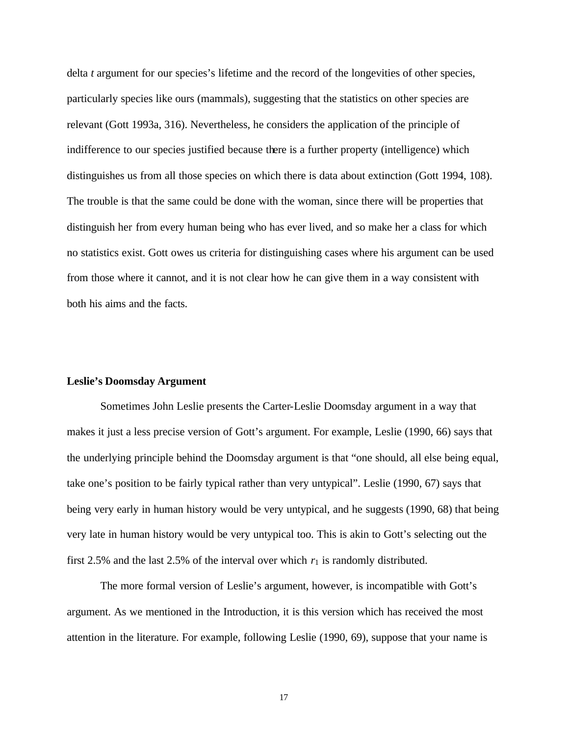delta *t* argument for our species's lifetime and the record of the longevities of other species, particularly species like ours (mammals), suggesting that the statistics on other species are relevant (Gott 1993a, 316). Nevertheless, he considers the application of the principle of indifference to our species justified because there is a further property (intelligence) which distinguishes us from all those species on which there is data about extinction (Gott 1994, 108). The trouble is that the same could be done with the woman, since there will be properties that distinguish her from every human being who has ever lived, and so make her a class for which no statistics exist. Gott owes us criteria for distinguishing cases where his argument can be used from those where it cannot, and it is not clear how he can give them in a way consistent with both his aims and the facts.

**Leslie's Doomsday Argument**

Sometimes John Leslie presents the Carter-Leslie Doomsday argument in a way that makes it just a less precise version of Gott's argument. For example, Leslie (1990, 66) says that the underlying principle behind the Doomsday argument is that "one should, all else being equal, take one's position to be fairly typical rather than very untypical". Leslie (1990, 67) says that being very early in human history would be very untypical, and he suggests (1990, 68) that being very late in human history would be very untypical too. This is akin to Gott's selecting out the first 2.5% and the last 2.5% of the interval over which $r_1$ is randomly distributed.

The more formal version of Leslie's argument, however, is incompatible with Gott's argument. As we mentioned in the Introduction, it is this version which has received the most attention in the literature. For example, following Leslie (1990, 69), suppose that your name is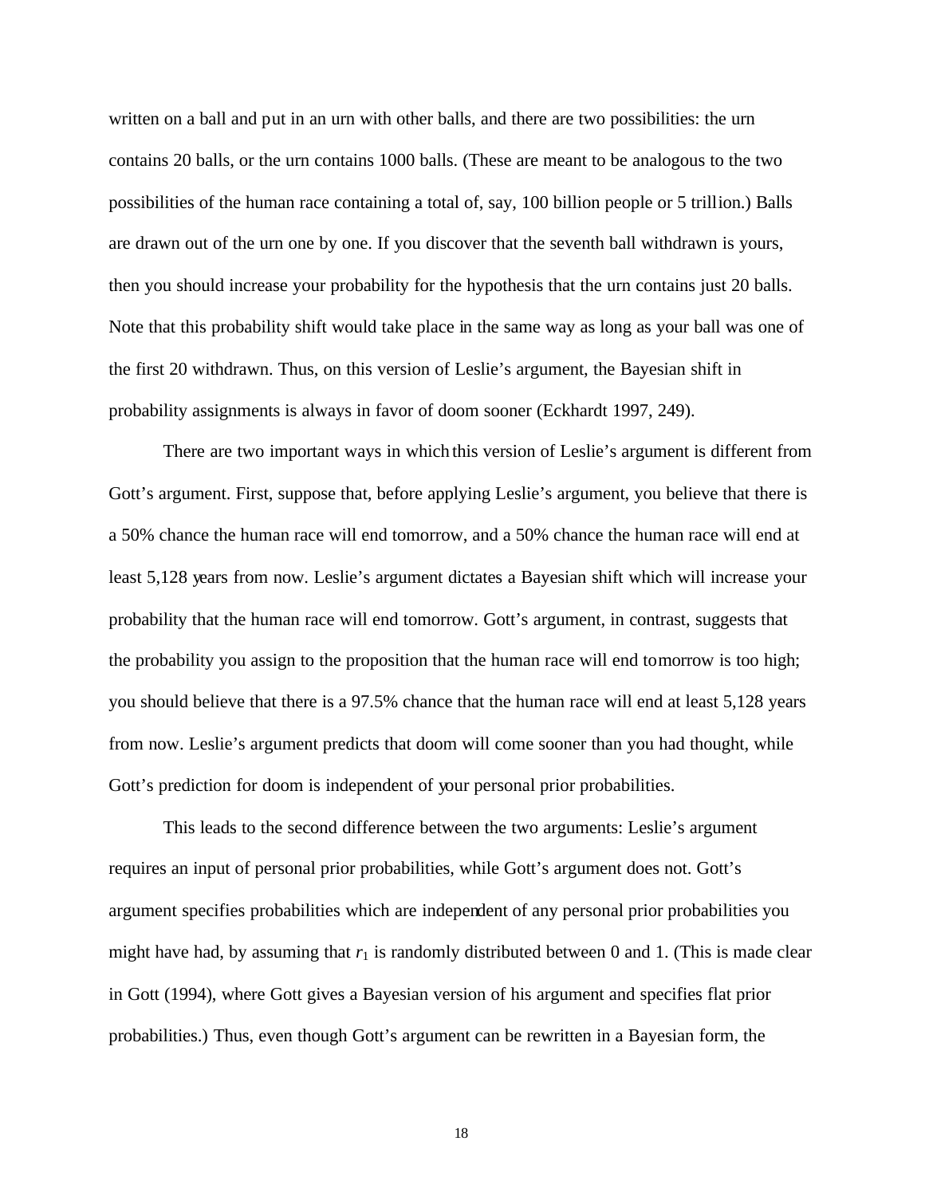written on a ball and put in an urn with other balls, and there are two possibilities: the urn contains 20 balls, or the urn contains 1000 balls. (These are meant to be analogous to the two possibilities of the human race containing a total of, say, 100 billion people or 5 trillion.) Balls are drawn out of the urn one by one. If you discover that the seventh ball withdrawn is yours, then you should increase your probability for the hypothesis that the urn contains just 20 balls. Note that this probability shift would take place in the same way as long as your ball was one of the first 20 withdrawn. Thus, on this version of Leslie's argument, the Bayesian shift in probability assignments is always in favor of doom sooner (Eckhardt 1997, 249).

There are two important ways in which this version of Leslie's argument is different from Gott's argument. First, suppose that, before applying Leslie's argument, you believe that there is a 50% chance the human race will end tomorrow, and a 50% chance the human race will end at least 5,128 years from now. Leslie's argument dictates a Bayesian shift which will increase your probability that the human race will end tomorrow. Gott's argument, in contrast, suggests that the probability you assign to the proposition that the human race will end tomorrow is too high; you should believe that there is a 97.5% chance that the human race will end at least 5,128 years from now. Leslie's argument predicts that doom will come sooner than you had thought, while Gott's prediction for doom is independent of your personal prior probabilities.

This leads to the second difference between the two arguments: Leslie's argument requires an input of personal prior probabilities, while Gott's argument does not. Gott's argument specifies probabilities which are independent of any personal prior probabilities you might have had, by assuming that $r_1$ is randomly distributed between 0 and 1. (This is made clear in Gott (1994), where Gott gives a Bayesian version of his argument and specifies flat prior probabilities.) Thus, even though Gott's argument can be rewritten in a Bayesian form, the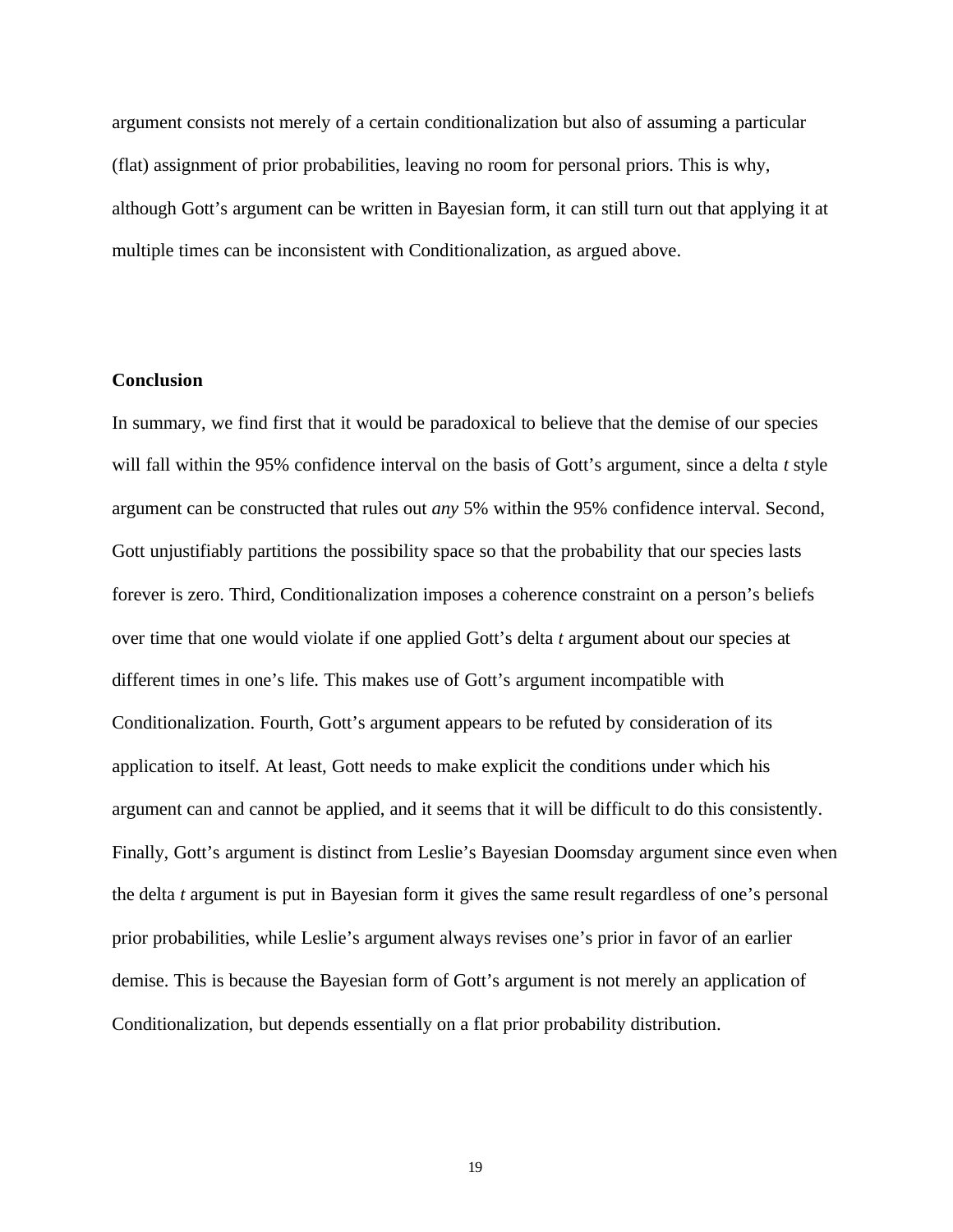argument consists not merely of a certain conditionalization but also of assuming a particular (flat) assignment of prior probabilities, leaving no room for personal priors. This is why, although Gott's argument can be written in Bayesian form, it can still turn out that applying it at multiple times can be inconsistent with Conditionalization, as argued above.

## Conclusion

In summary, we find first that it would be paradoxical to believe that the demise of our species will fall within the 95% confidence interval on the basis of Gott's argument, since a delta *t* style argument can be constructed that rules out *any* 5% within the 95% confidence interval. Second, Gott unjustifiably partitions the possibility space so that the probability that our species lasts forever is zero. Third, Conditionalization imposes a coherence constraint on a person's beliefs over time that one would violate if one applied Gott's delta *t* argument about our species at different times in one's life. This makes use of Gott's argument incompatible with Conditionalization. Fourth, Gott's argument appears to be refuted by consideration of its application to itself. At least, Gott needs to make explicit the conditions under which his argument can and cannot be applied, and it seems that it will be difficult to do this consistently. Finally, Gott's argument is distinct from Leslie's Bayesian Doomsday argument since even when the delta *t* argument is put in Bayesian form it gives the same result regardless of one's personal prior probabilities, while Leslie's argument always revises one's prior in favor of an earlier demise. This is because the Bayesian form of Gott's argument is not merely an application of Conditionalization, but depends essentially on a flat prior probability distribution.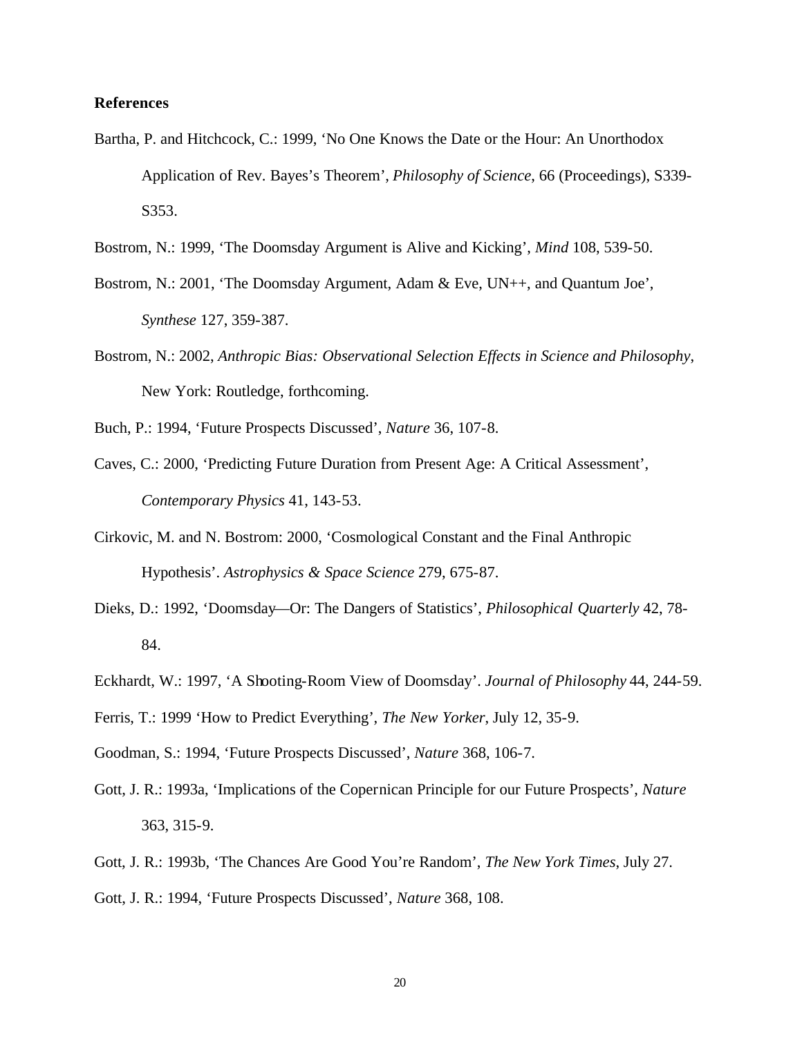**References**

Bartha, P. and Hitchcock, C.: 1999, 'No One Knows the Date or the Hour: An Unorthodox Application of Rev. Bayes's Theorem', *Philosophy of Science*, 66 (Proceedings), S339-S353.

Bostrom, N.: 1999, 'The Doomsday Argument is Alive and Kicking', *Mind* 108, 539-50.

Bostrom, N.: 2001, 'The Doomsday Argument, Adam & Eve, UN++, and Quantum Joe', *Synthese* 127, 359-387.

Bostrom, N.: 2002, *Anthropic Bias: Observational Selection Effects in Science and Philosophy*, New York: Routledge, forthcoming.

Buch, P.: 1994, 'Future Prospects Discussed', *Nature* 36, 107-8.

Caves, C.: 2000, 'Predicting Future Duration from Present Age: A Critical Assessment', *Contemporary Physics* 41, 143-53.

Cirkovic, M. and N. Bostrom: 2000, 'Cosmological Constant and the Final Anthropic Hypothesis'. *Astrophysics & Space Science* 279, 675-87.

Dieks, D.: 1992, 'Doomsday—Or: The Dangers of Statistics', *Philosophical Quarterly* 42, 78-84.

Eckhardt, W.: 1997, 'A Shooting-Room View of Doomsday'. *Journal of Philosophy* 44, 244-59.

Ferris, T.: 1999 'How to Predict Everything', *The New Yorker*, July 12, 35-9.

Goodman, S.: 1994, 'Future Prospects Discussed', *Nature* 368, 106-7.

Gott, J. R.: 1993a, 'Implications of the Copernican Principle for our Future Prospects', *Nature* 363, 315-9.

Gott, J. R.: 1993b, 'The Chances Are Good You're Random', *The New York Times*, July 27.

Gott, J. R.: 1994, 'Future Prospects Discussed', *Nature* 368, 108.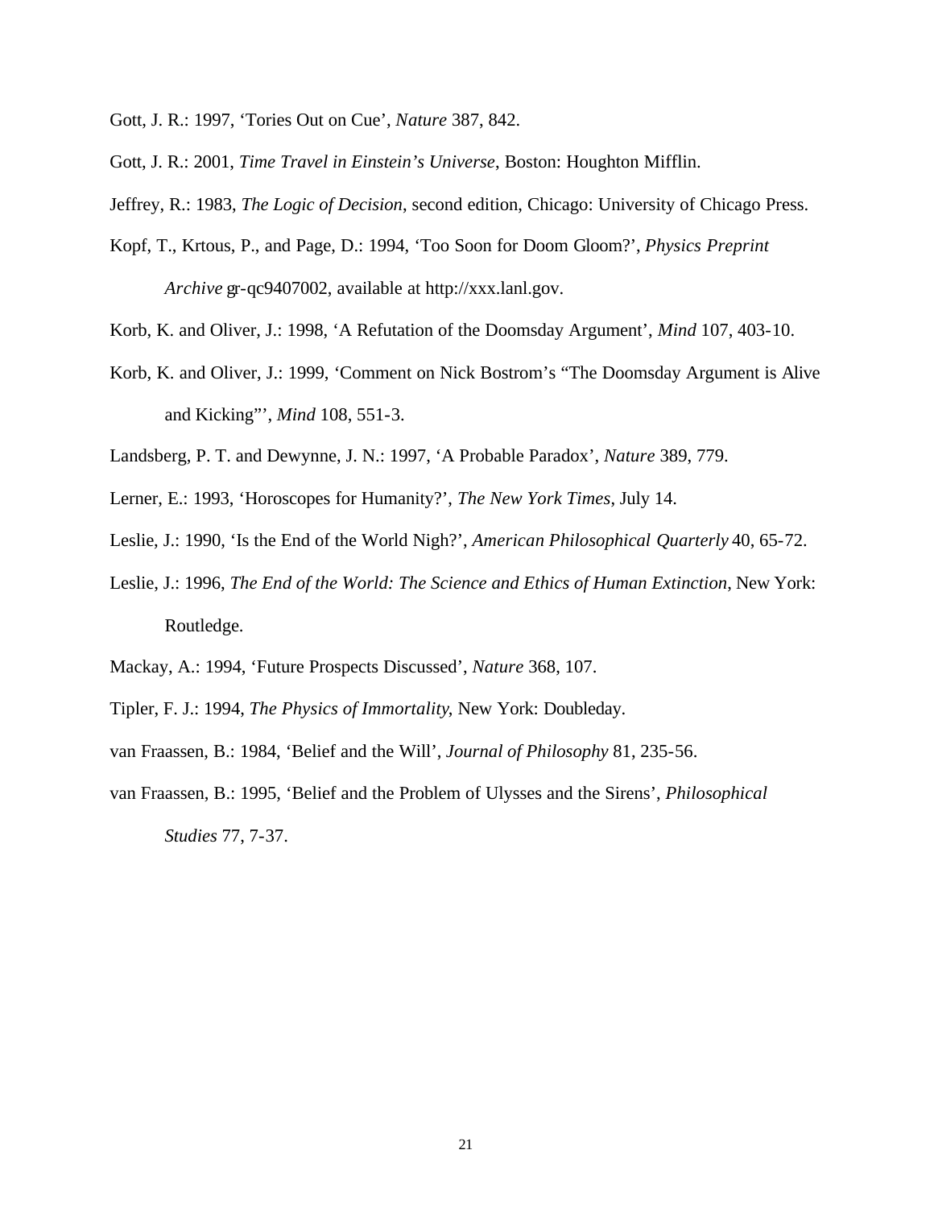Gott, J. R.: 1997, 'Tories Out on Cue', *Nature* 387, 842.

Gott, J. R.: 2001, *Time Travel in Einstein's Universe*, Boston: Houghton Mifflin.

Jeffrey, R.: 1983, *The Logic of Decision*, second edition, Chicago: University of Chicago Press.

Kopf, T., Krtous, P., and Page, D.: 1994, 'Too Soon for Doom Gloom?', *Physics Preprint Archive* gr-qc9407002, available at http://xxx.lanl.gov.

Korb, K. and Oliver, J.: 1998, 'A Refutation of the Doomsday Argument', *Mind* 107, 403-10.

Korb, K. and Oliver, J.: 1999, 'Comment on Nick Bostrom's "The Doomsday Argument is Alive and Kicking"', *Mind* 108, 551-3.

Landsberg, P. T. and Dewynne, J. N.: 1997, 'A Probable Paradox', *Nature* 389, 779.

Lerner, E.: 1993, 'Horoscopes for Humanity?', *The New York Times*, July 14.

Leslie, J.: 1990, 'Is the End of the World Nigh?', *American Philosophical Quarterly* 40, 65-72.

Leslie, J.: 1996, *The End of the World: The Science and Ethics of Human Extinction*, New York: Routledge.

Mackay, A.: 1994, 'Future Prospects Discussed', *Nature* 368, 107.

Tipler, F. J.: 1994, *The Physics of Immortality*, New York: Doubleday.

van Fraassen, B.: 1984, 'Belief and the Will', *Journal of Philosophy* 81, 235-56.

van Fraassen, B.: 1995, 'Belief and the Problem of Ulysses and the Sirens', *Philosophical Studies* 77, 7-37.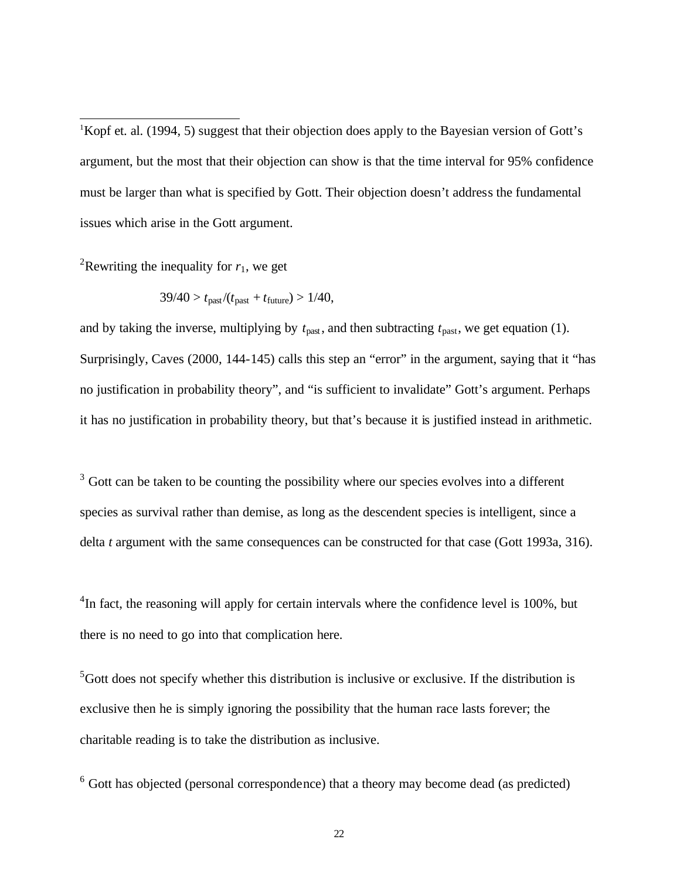[1]Kopf et. al. (1994, 5) suggest that their objection does apply to the Bayesian version of Gott's argument, but the most that their objection can show is that the time interval for 95% confidence must be larger than what is specified by Gott. Their objection doesn't address the fundamental issues which arise in the Gott argument.

[2]Rewriting the inequality for $r_1$, we get

$$39/40 > t_{\text{past}}/(t_{\text{past}} + t_{\text{future}}) > 1/40,$$

and by taking the inverse, multiplying by $t_{\text{past}}$, and then subtracting $t_{\text{past}}$, we get equation (1). Surprisingly, Caves (2000, 144-145) calls this step an "error" in the argument, saying that it "has no justification in probability theory", and "is sufficient to invalidate" Gott's argument. Perhaps it has no justification in probability theory, but that's because it is justified instead in arithmetic.

[3] Gott can be taken to be counting the possibility where our species evolves into a different species as survival rather than demise, as long as the descendent species is intelligent, since a delta $t$ argument with the same consequences can be constructed for that case (Gott 1993a, 316).

[4]In fact, the reasoning will apply for certain intervals where the confidence level is 100%, but there is no need to go into that complication here.

[5]Gott does not specify whether this distribution is inclusive or exclusive. If the distribution is exclusive then he is simply ignoring the possibility that the human race lasts forever; the charitable reading is to take the distribution as inclusive.

[6] Gott has objected (personal correspondence) that a theory may become dead (as predicted)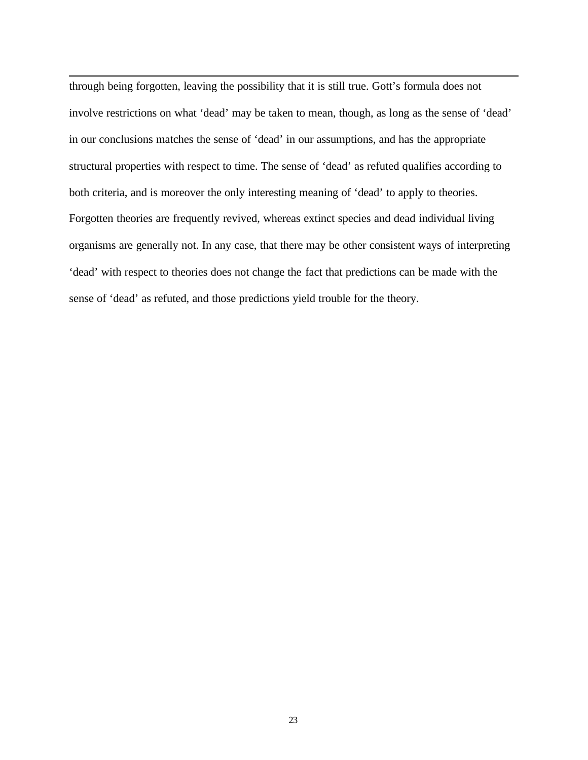through being forgotten, leaving the possibility that it is still true. Gott's formula does not involve restrictions on what 'dead' may be taken to mean, though, as long as the sense of 'dead' in our conclusions matches the sense of 'dead' in our assumptions, and has the appropriate structural properties with respect to time. The sense of 'dead' as refuted qualifies according to both criteria, and is moreover the only interesting meaning of 'dead' to apply to theories. Forgotten theories are frequently revived, whereas extinct species and dead individual living organisms are generally not. In any case, that there may be other consistent ways of interpreting 'dead' with respect to theories does not change the fact that predictions can be made with the sense of 'dead' as refuted, and those predictions yield trouble for the theory.